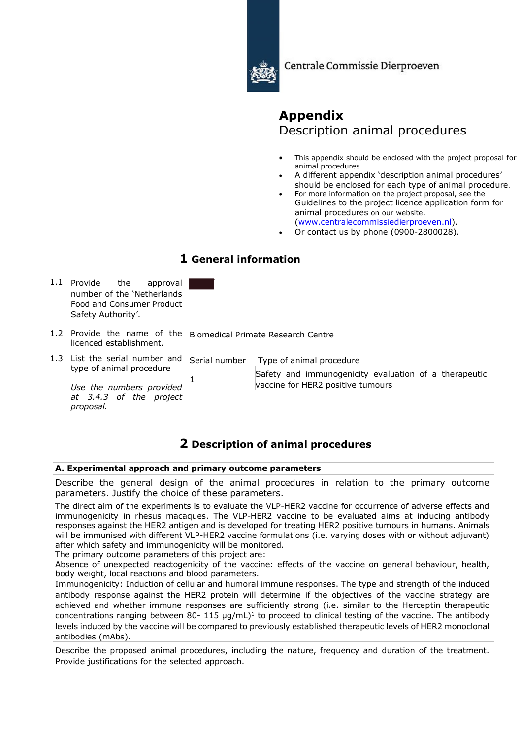Centrale Commissie Dierproeven

# Appendix
## Description animal procedures

- This appendix should be enclosed with the project proposal for animal procedures.
- A different appendix 'description animal procedures' should be enclosed for each type of animal procedure.
- For more information on the project proposal, see the Guidelines to the project licence application form for animal procedures on our website. (www.centralecommissiedierproeven.nl).
- Or contact us by phone (0900-2800028).

## 1 General information

| | | |
|---|---|---|
| 1.1 | Provide the approval number of the 'Netherlands Food and Consumer Product Safety Authority'. | |
| 1.2 | Provide the name of the licenced establishment. | Biomedical Primate Research Centre |
| 1.3 | List the serial number and type of animal procedure<br><br>*Use the numbers provided at 3.4.3 of the project proposal.* | Serial number: 1<br>Type of animal procedure: Safety and immunogenicity evaluation of a therapeutic vaccine for HER2 positive tumours |

## 2 Description of animal procedures

**A. Experimental approach and primary outcome parameters**

Describe the general design of the animal procedures in relation to the primary outcome parameters. Justify the choice of these parameters.

The direct aim of the experiments is to evaluate the VLP-HER2 vaccine for occurrence of adverse effects and immunogenicity in rhesus macaques. The VLP-HER2 vaccine to be evaluated aims at inducing antibody responses against the HER2 antigen and is developed for treating HER2 positive tumours in humans. Animals will be immunised with different VLP-HER2 vaccine formulations (i.e. varying doses with or without adjuvant) after which safety and immunogenicity will be monitored.

The primary outcome parameters of this project are:

Absence of unexpected reactogenicity of the vaccine: effects of the vaccine on general behaviour, health, body weight, local reactions and blood parameters.

Immunogenicity: Induction of cellular and humoral immune responses. The type and strength of the induced antibody response against the HER2 protein will determine if the objectives of the vaccine strategy are achieved and whether immune responses are sufficiently strong (i.e. similar to the Herceptin therapeutic concentrations ranging between 80- 115 µg/mL)[1] to proceed to clinical testing of the vaccine. The antibody levels induced by the vaccine will be compared to previously established therapeutic levels of HER2 monoclonal antibodies (mAbs).

Describe the proposed animal procedures, including the nature, frequency and duration of the treatment. Provide justifications for the selected approach.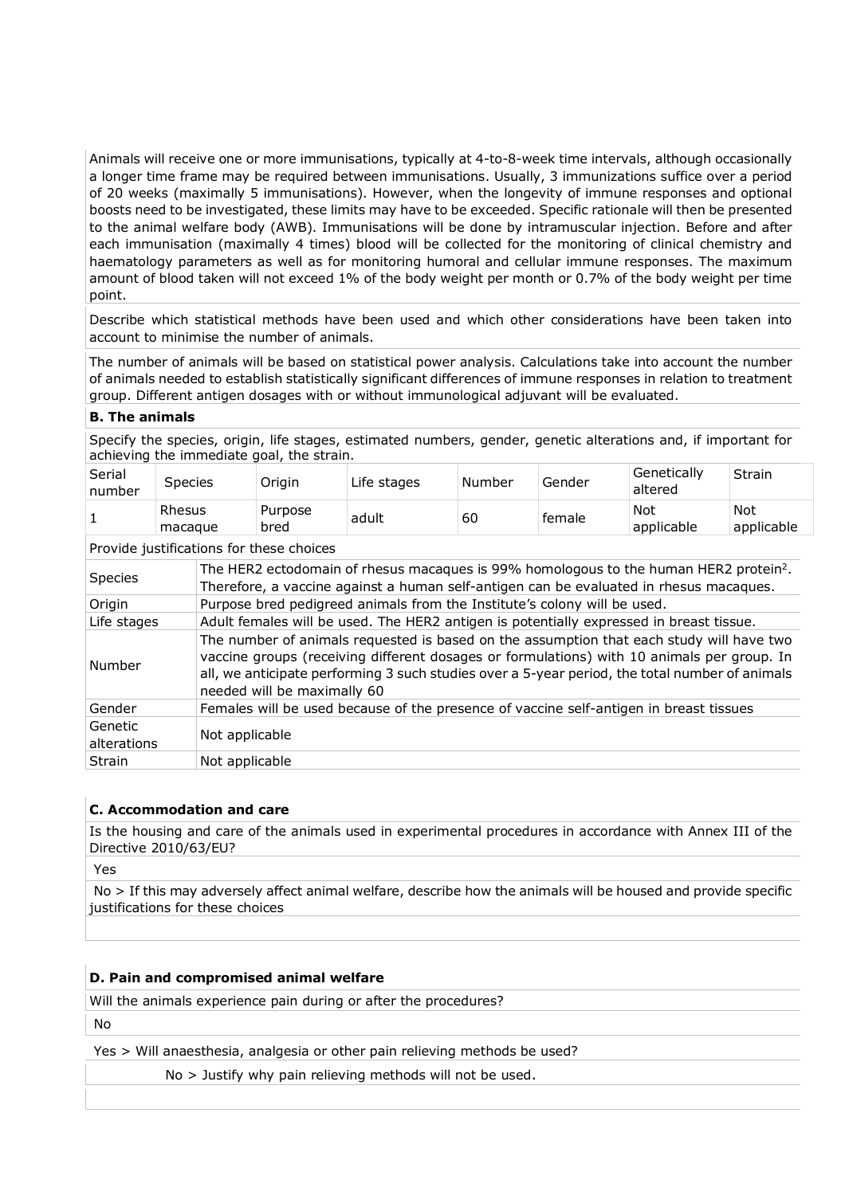Animals will receive one or more immunisations, typically at 4-to-8-week time intervals, although occasionally a longer time frame may be required between immunisations. Usually, 3 immunizations suffice over a period of 20 weeks (maximally 5 immunisations). However, when the longevity of immune responses and optional boosts need to be investigated, these limits may have to be exceeded. Specific rationale will then be presented to the animal welfare body (AWB). Immunisations will be done by intramuscular injection. Before and after each immunisation (maximally 4 times) blood will be collected for the monitoring of clinical chemistry and haematology parameters as well as for monitoring humoral and cellular immune responses. The maximum amount of blood taken will not exceed 1% of the body weight per month or 0.7% of the body weight per time point.

Describe which statistical methods have been used and which other considerations have been taken into account to minimise the number of animals.

The number of animals will be based on statistical power analysis. Calculations take into account the number of animals needed to establish statistically significant differences of immune responses in relation to treatment group. Different antigen dosages with or without immunological adjuvant will be evaluated.

### B. The animals

Specify the species, origin, life stages, estimated numbers, gender, genetic alterations and, if important for achieving the immediate goal, the strain.

| Serial number | Species | Origin | Life stages | Number | Gender | Genetically altered | Strain |
|---|---|---|---|---|---|---|---|
| 1 | Rhesus macaque | Purpose bred | adult | 60 | female | Not applicable | Not applicable |

Provide justifications for these choices

| | |
|---|---|
| Species | The HER2 ectodomain of rhesus macaques is 99% homologous to the human HER2 protein[2]. Therefore, a vaccine against a human self-antigen can be evaluated in rhesus macaques. |
| Origin | Purpose bred pedigreed animals from the Institute's colony will be used. |
| Life stages | Adult females will be used. The HER2 antigen is potentially expressed in breast tissue. |
| Number | The number of animals requested is based on the assumption that each study will have two vaccine groups (receiving different dosages or formulations) with 10 animals per group. In all, we anticipate performing 3 such studies over a 5-year period, the total number of animals needed will be maximally 60 |
| Gender | Females will be used because of the presence of vaccine self-antigen in breast tissues |
| Genetic alterations | Not applicable |
| Strain | Not applicable |

### C. Accommodation and care

Is the housing and care of the animals used in experimental procedures in accordance with Annex III of the Directive 2010/63/EU?

Yes

No > If this may adversely affect animal welfare, describe how the animals will be housed and provide specific justifications for these choices

### D. Pain and compromised animal welfare

Will the animals experience pain during or after the procedures?

No

Yes > Will anaesthesia, analgesia or other pain relieving methods be used?

No > Justify why pain relieving methods will not be used.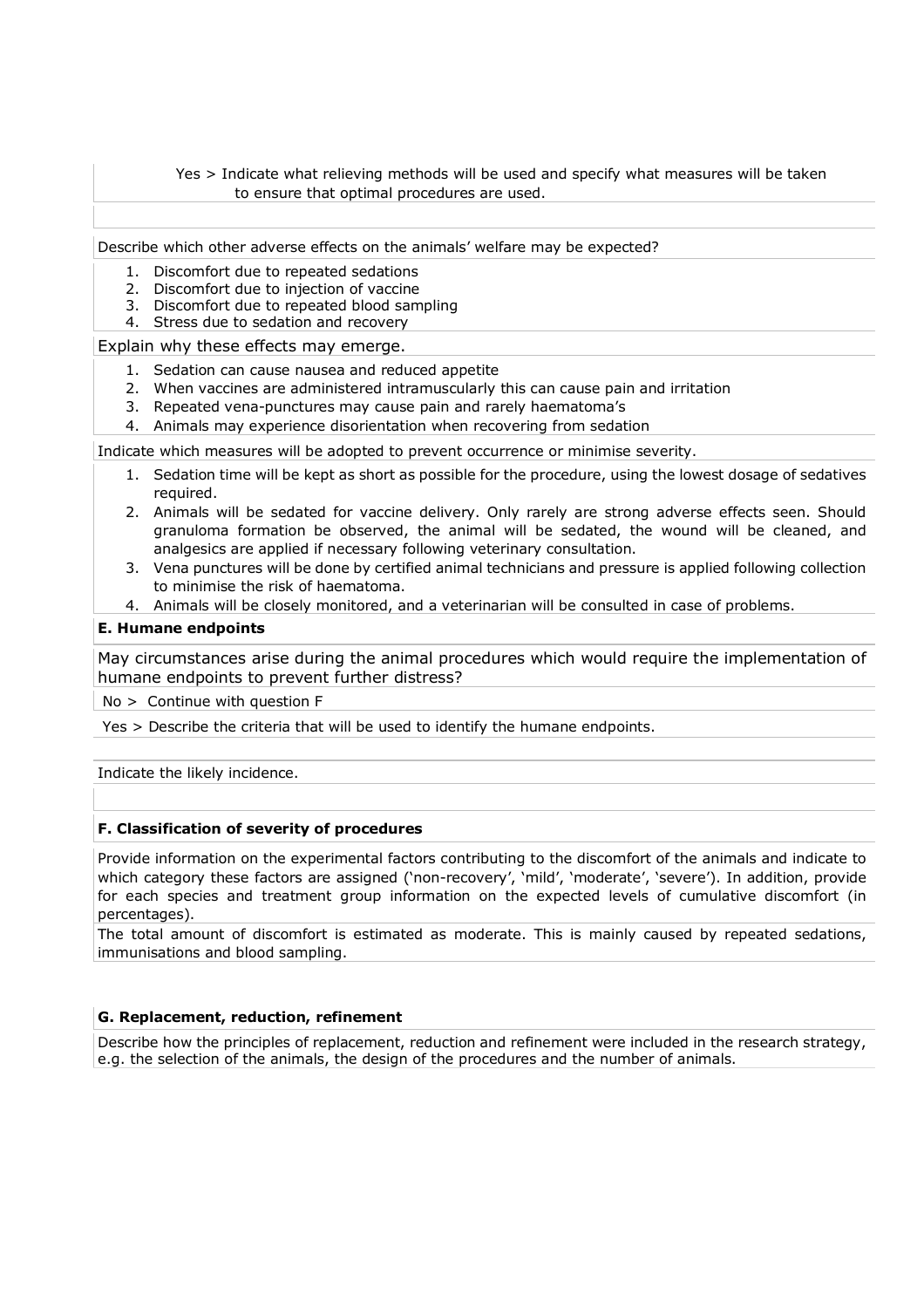Yes > Indicate what relieving methods will be used and specify what measures will be taken to ensure that optimal procedures are used.

Describe which other adverse effects on the animals' welfare may be expected?

1. Discomfort due to repeated sedations
2. Discomfort due to injection of vaccine
3. Discomfort due to repeated blood sampling
4. Stress due to sedation and recovery

Explain why these effects may emerge.

1. Sedation can cause nausea and reduced appetite
2. When vaccines are administered intramuscularly this can cause pain and irritation
3. Repeated vena-punctures may cause pain and rarely haematoma's
4. Animals may experience disorientation when recovering from sedation

Indicate which measures will be adopted to prevent occurrence or minimise severity.

1. Sedation time will be kept as short as possible for the procedure, using the lowest dosage of sedatives required.
2. Animals will be sedated for vaccine delivery. Only rarely are strong adverse effects seen. Should granuloma formation be observed, the animal will be sedated, the wound will be cleaned, and analgesics are applied if necessary following veterinary consultation.
3. Vena punctures will be done by certified animal technicians and pressure is applied following collection to minimise the risk of haematoma.
4. Animals will be closely monitored, and a veterinarian will be consulted in case of problems.

**E. Humane endpoints**

May circumstances arise during the animal procedures which would require the implementation of humane endpoints to prevent further distress?

No > Continue with question F

Yes > Describe the criteria that will be used to identify the humane endpoints.

Indicate the likely incidence.

**F. Classification of severity of procedures**

Provide information on the experimental factors contributing to the discomfort of the animals and indicate to which category these factors are assigned ('non-recovery', 'mild', 'moderate', 'severe'). In addition, provide for each species and treatment group information on the expected levels of cumulative discomfort (in percentages).

The total amount of discomfort is estimated as moderate. This is mainly caused by repeated sedations, immunisations and blood sampling.

**G. Replacement, reduction, refinement**

Describe how the principles of replacement, reduction and refinement were included in the research strategy, e.g. the selection of the animals, the design of the procedures and the number of animals.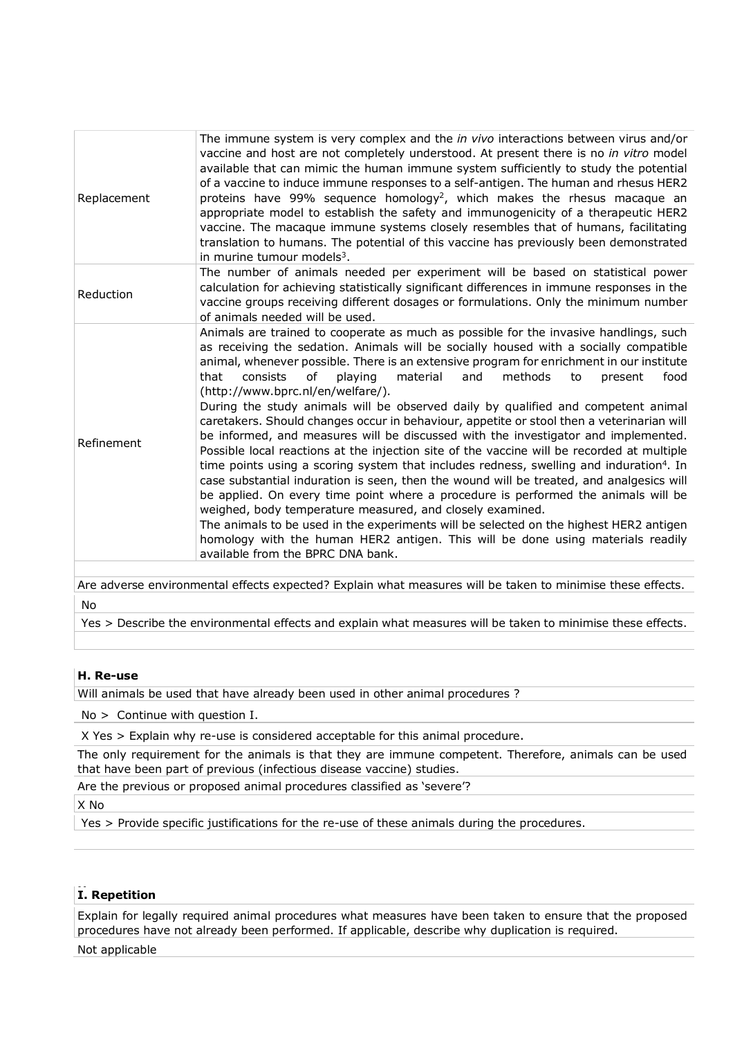| | |
|---|---|
| Replacement | The immune system is very complex and the *in vivo* interactions between virus and/or vaccine and host are not completely understood. At present there is no *in vitro* model available that can mimic the human immune system sufficiently to study the potential of a vaccine to induce immune responses to a self-antigen. The human and rhesus HER2 proteins have 99% sequence homology[2], which makes the rhesus macaque an appropriate model to establish the safety and immunogenicity of a therapeutic HER2 vaccine. The macaque immune systems closely resembles that of humans, facilitating translation to humans. The potential of this vaccine has previously been demonstrated in murine tumour models[3]. |
| Reduction | The number of animals needed per experiment will be based on statistical power calculation for achieving statistically significant differences in immune responses in the vaccine groups receiving different dosages or formulations. Only the minimum number of animals needed will be used. |
| Refinement | Animals are trained to cooperate as much as possible for the invasive handlings, such as receiving the sedation. Animals will be socially housed with a socially compatible animal, whenever possible. There is an extensive program for enrichment in our institute that consists of playing material and methods to present food (http://www.bprc.nl/en/welfare/).<br>During the study animals will be observed daily by qualified and competent animal caretakers. Should changes occur in behaviour, appetite or stool then a veterinarian will be informed, and measures will be discussed with the investigator and implemented. Possible local reactions at the injection site of the vaccine will be recorded at multiple time points using a scoring system that includes redness, swelling and induration[4]. In case substantial induration is seen, then the wound will be treated, and analgesics will be applied. On every time point where a procedure is performed the animals will be weighed, body temperature measured, and closely examined.<br>The animals to be used in the experiments will be selected on the highest HER2 antigen homology with the human HER2 antigen. This will be done using materials readily available from the BPRC DNA bank. |

Are adverse environmental effects expected? Explain what measures will be taken to minimise these effects.

No

Yes > Describe the environmental effects and explain what measures will be taken to minimise these effects.

### H. Re-use

Will animals be used that have already been used in other animal procedures ?

No > Continue with question I.

X Yes > Explain why re-use is considered acceptable for this animal procedure.

The only requirement for the animals is that they are immune competent. Therefore, animals can be used that have been part of previous (infectious disease vaccine) studies.

Are the previous or proposed animal procedures classified as 'severe'?

X No

Yes > Provide specific justifications for the re-use of these animals during the procedures.

### I. Repetition

Explain for legally required animal procedures what measures have been taken to ensure that the proposed procedures have not already been performed. If applicable, describe why duplication is required.

Not applicable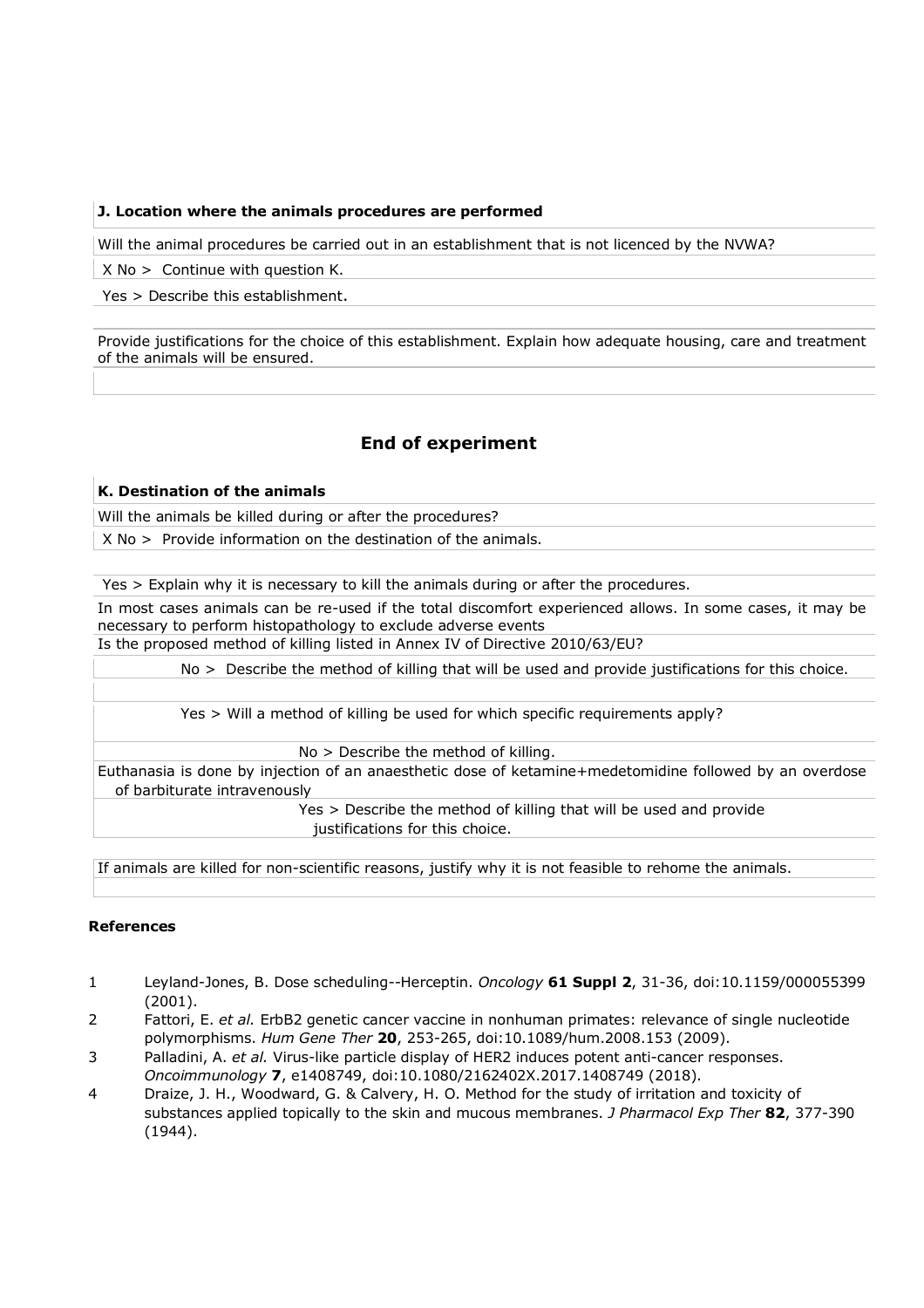**J. Location where the animals procedures are performed**

Will the animal procedures be carried out in an establishment that is not licenced by the NVWA?

X No > Continue with question K.

Yes > Describe this establishment.

Provide justifications for the choice of this establishment. Explain how adequate housing, care and treatment of the animals will be ensured.

## End of experiment

**K. Destination of the animals**

Will the animals be killed during or after the procedures?

X No > Provide information on the destination of the animals.

Yes > Explain why it is necessary to kill the animals during or after the procedures.

In most cases animals can be re-used if the total discomfort experienced allows. In some cases, it may be necessary to perform histopathology to exclude adverse events

Is the proposed method of killing listed in Annex IV of Directive 2010/63/EU?

No > Describe the method of killing that will be used and provide justifications for this choice.

Yes > Will a method of killing be used for which specific requirements apply?

No > Describe the method of killing.

Euthanasia is done by injection of an anaesthetic dose of ketamine+medetomidine followed by an overdose of barbiturate intravenously

Yes > Describe the method of killing that will be used and provide justifications for this choice.

If animals are killed for non-scientific reasons, justify why it is not feasible to rehome the animals.

**References**

1. Leyland-Jones, B. Dose scheduling--Herceptin. *Oncology* **61 Suppl 2**, 31-36, doi:10.1159/000055399 (2001).
2. Fattori, E. *et al.* ErbB2 genetic cancer vaccine in nonhuman primates: relevance of single nucleotide polymorphisms. *Hum Gene Ther* **20**, 253-265, doi:10.1089/hum.2008.153 (2009).
3. Palladini, A. *et al.* Virus-like particle display of HER2 induces potent anti-cancer responses. *Oncoimmunology* **7**, e1408749, doi:10.1080/2162402X.2017.1408749 (2018).
4. Draize, J. H., Woodward, G. & Calvery, H. O. Method for the study of irritation and toxicity of substances applied topically to the skin and mucous membranes. *J Pharmacol Exp Ther* **82**, 377-390 (1944).